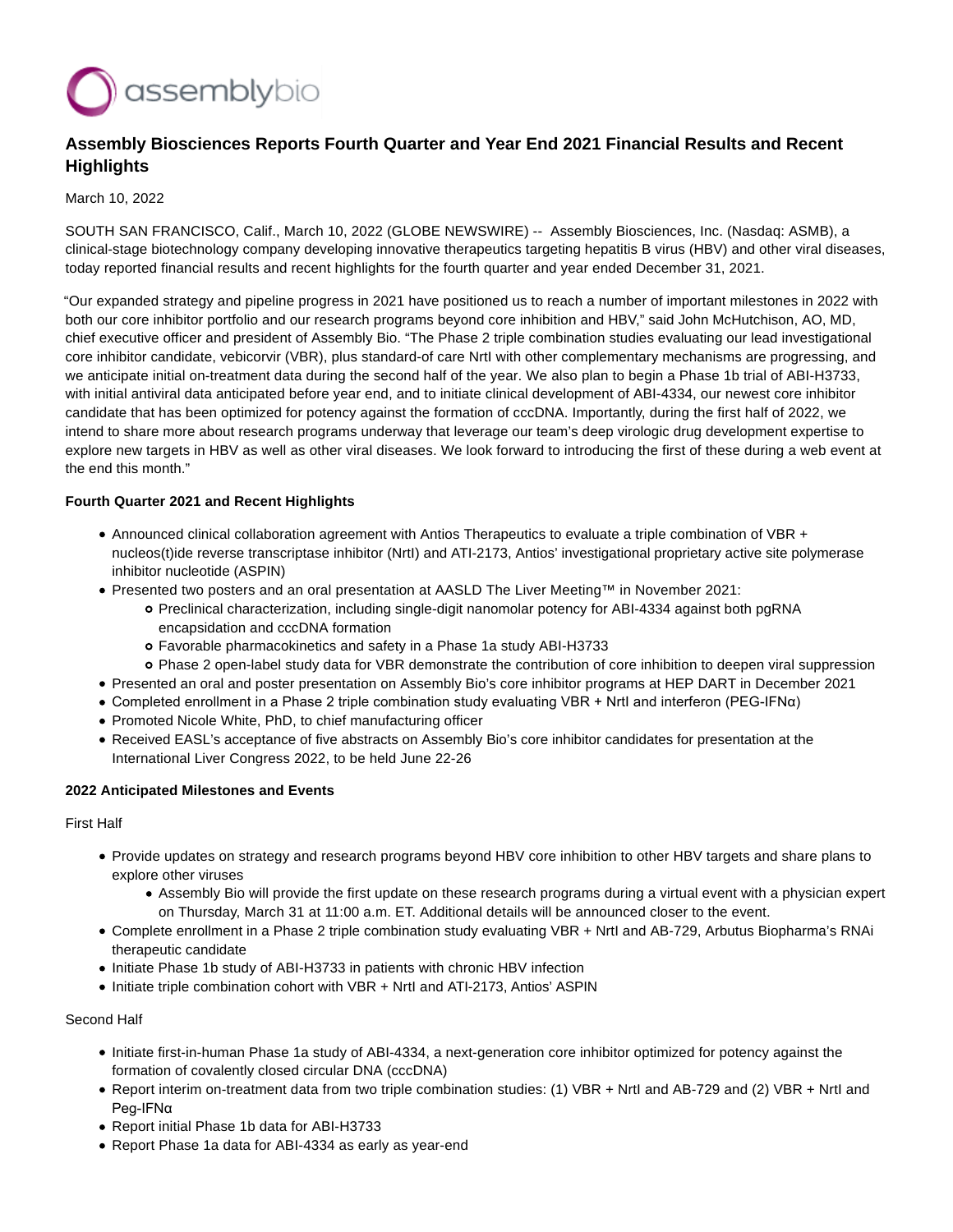# Assembly Biosciences Reports Fourth Quarter and Year End 2021 Financial Results and Recent Highlights

March 10, 2022

SOUTH SAN FRANCISCO, Calif., March 10, 2022 (GLOBE NEWSWIRE) -- Assembly Biosciences, Inc. (Nasdaq: ASMB), a clinical-stage biotechnology company developing innovative therapeutics targeting hepatitis B virus (HBV) and other viral diseases, today reported financial results and recent highlights for the fourth quarter and year ended December 31, 2021.

"Our expanded strategy and pipeline progress in 2021 have positioned us to reach a number of important milestones in 2022 with both our core inhibitor portfolio and our research programs beyond core inhibition and HBV," said John McHutchison, AO, MD, chief executive officer and president of Assembly Bio. "The Phase 2 triple combination studies evaluating our lead investigational core inhibitor candidate, vebicorvir (VBR), plus standard-of care NrtI with other complementary mechanisms are progressing, and we anticipate initial on-treatment data during the second half of the year. We also plan to begin a Phase 1b trial of ABI-H3733, with initial antiviral data anticipated before year end, and to initiate clinical development of ABI-4334, our newest core inhibitor candidate that has been optimized for potency against the formation of cccDNA. Importantly, during the first half of 2022, we intend to share more about research programs underway that leverage our team's deep virologic drug development expertise to explore new targets in HBV as well as other viral diseases. We look forward to introducing the first of these during a web event at the end this month."

**Fourth Quarter 2021 and Recent Highlights**

- Announced clinical collaboration agreement with Antios Therapeutics to evaluate a triple combination of VBR + nucleos(t)ide reverse transcriptase inhibitor (NrtI) and ATI-2173, Antios' investigational proprietary active site polymerase inhibitor nucleotide (ASPIN)
- Presented two posters and an oral presentation at AASLD The Liver Meeting™ in November 2021:
  - Preclinical characterization, including single-digit nanomolar potency for ABI-4334 against both pgRNA encapsidation and cccDNA formation
  - Favorable pharmacokinetics and safety in a Phase 1a study ABI-H3733
  - Phase 2 open-label study data for VBR demonstrate the contribution of core inhibition to deepen viral suppression
- Presented an oral and poster presentation on Assembly Bio's core inhibitor programs at HEP DART in December 2021
- Completed enrollment in a Phase 2 triple combination study evaluating VBR + NrtI and interferon (PEG-IFNα)
- Promoted Nicole White, PhD, to chief manufacturing officer
- Received EASL's acceptance of five abstracts on Assembly Bio's core inhibitor candidates for presentation at the International Liver Congress 2022, to be held June 22-26

**2022 Anticipated Milestones and Events**

First Half

- Provide updates on strategy and research programs beyond HBV core inhibition to other HBV targets and share plans to explore other viruses
  - Assembly Bio will provide the first update on these research programs during a virtual event with a physician expert on Thursday, March 31 at 11:00 a.m. ET. Additional details will be announced closer to the event.
- Complete enrollment in a Phase 2 triple combination study evaluating VBR + NrtI and AB-729, Arbutus Biopharma's RNAi therapeutic candidate
- Initiate Phase 1b study of ABI-H3733 in patients with chronic HBV infection
- Initiate triple combination cohort with VBR + NrtI and ATI-2173, Antios' ASPIN

Second Half

- Initiate first-in-human Phase 1a study of ABI-4334, a next-generation core inhibitor optimized for potency against the formation of covalently closed circular DNA (cccDNA)
- Report interim on-treatment data from two triple combination studies: (1) VBR + NrtI and AB-729 and (2) VBR + NrtI and Peg-IFNα
- Report initial Phase 1b data for ABI-H3733
- Report Phase 1a data for ABI-4334 as early as year-end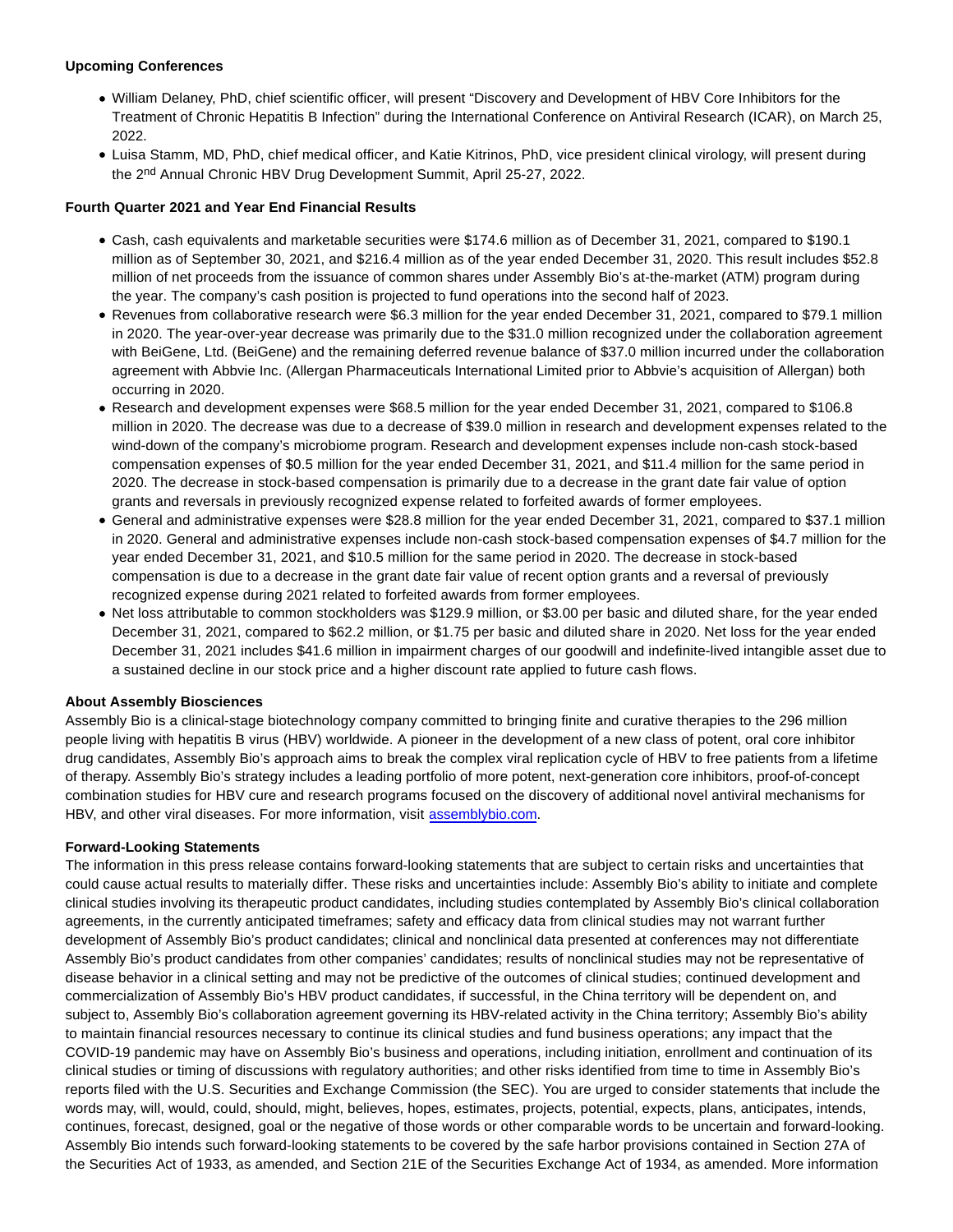**Upcoming Conferences**

- William Delaney, PhD, chief scientific officer, will present "Discovery and Development of HBV Core Inhibitors for the Treatment of Chronic Hepatitis B Infection" during the International Conference on Antiviral Research (ICAR), on March 25, 2022.
- Luisa Stamm, MD, PhD, chief medical officer, and Katie Kitrinos, PhD, vice president clinical virology, will present during the 2nd Annual Chronic HBV Drug Development Summit, April 25-27, 2022.

**Fourth Quarter 2021 and Year End Financial Results**

- Cash, cash equivalents and marketable securities were $174.6 million as of December 31, 2021, compared to $190.1 million as of September 30, 2021, and $216.4 million as of the year ended December 31, 2020. This result includes $52.8 million of net proceeds from the issuance of common shares under Assembly Bio's at-the-market (ATM) program during the year. The company's cash position is projected to fund operations into the second half of 2023.
- Revenues from collaborative research were $6.3 million for the year ended December 31, 2021, compared to $79.1 million in 2020. The year-over-year decrease was primarily due to the $31.0 million recognized under the collaboration agreement with BeiGene, Ltd. (BeiGene) and the remaining deferred revenue balance of $37.0 million incurred under the collaboration agreement with Abbvie Inc. (Allergan Pharmaceuticals International Limited prior to Abbvie's acquisition of Allergan) both occurring in 2020.
- Research and development expenses were $68.5 million for the year ended December 31, 2021, compared to $106.8 million in 2020. The decrease was due to a decrease of $39.0 million in research and development expenses related to the wind-down of the company's microbiome program. Research and development expenses include non-cash stock-based compensation expenses of $0.5 million for the year ended December 31, 2021, and $11.4 million for the same period in 2020. The decrease in stock-based compensation is primarily due to a decrease in the grant date fair value of option grants and reversals in previously recognized expense related to forfeited awards of former employees.
- General and administrative expenses were $28.8 million for the year ended December 31, 2021, compared to $37.1 million in 2020. General and administrative expenses include non-cash stock-based compensation expenses of $4.7 million for the year ended December 31, 2021, and $10.5 million for the same period in 2020. The decrease in stock-based compensation is due to a decrease in the grant date fair value of recent option grants and a reversal of previously recognized expense during 2021 related to forfeited awards from former employees.
- Net loss attributable to common stockholders was $129.9 million, or $3.00 per basic and diluted share, for the year ended December 31, 2021, compared to $62.2 million, or $1.75 per basic and diluted share in 2020. Net loss for the year ended December 31, 2021 includes $41.6 million in impairment charges of our goodwill and indefinite-lived intangible asset due to a sustained decline in our stock price and a higher discount rate applied to future cash flows.

**About Assembly Biosciences**

Assembly Bio is a clinical-stage biotechnology company committed to bringing finite and curative therapies to the 296 million people living with hepatitis B virus (HBV) worldwide. A pioneer in the development of a new class of potent, oral core inhibitor drug candidates, Assembly Bio's approach aims to break the complex viral replication cycle of HBV to free patients from a lifetime of therapy. Assembly Bio's strategy includes a leading portfolio of more potent, next-generation core inhibitors, proof-of-concept combination studies for HBV cure and research programs focused on the discovery of additional novel antiviral mechanisms for HBV, and other viral diseases. For more information, visit [assemblybio.com](assemblybio.com).

**Forward-Looking Statements**

The information in this press release contains forward-looking statements that are subject to certain risks and uncertainties that could cause actual results to materially differ. These risks and uncertainties include: Assembly Bio's ability to initiate and complete clinical studies involving its therapeutic product candidates, including studies contemplated by Assembly Bio's clinical collaboration agreements, in the currently anticipated timeframes; safety and efficacy data from clinical studies may not warrant further development of Assembly Bio's product candidates; clinical and nonclinical data presented at conferences may not differentiate Assembly Bio's product candidates from other companies' candidates; results of nonclinical studies may not be representative of disease behavior in a clinical setting and may not be predictive of the outcomes of clinical studies; continued development and commercialization of Assembly Bio's HBV product candidates, if successful, in the China territory will be dependent on, and subject to, Assembly Bio's collaboration agreement governing its HBV-related activity in the China territory; Assembly Bio's ability to maintain financial resources necessary to continue its clinical studies and fund business operations; any impact that the COVID-19 pandemic may have on Assembly Bio's business and operations, including initiation, enrollment and continuation of its clinical studies or timing of discussions with regulatory authorities; and other risks identified from time to time in Assembly Bio's reports filed with the U.S. Securities and Exchange Commission (the SEC). You are urged to consider statements that include the words may, will, would, could, should, might, believes, hopes, estimates, projects, potential, expects, plans, anticipates, intends, continues, forecast, designed, goal or the negative of those words or other comparable words to be uncertain and forward-looking. Assembly Bio intends such forward-looking statements to be covered by the safe harbor provisions contained in Section 27A of the Securities Act of 1933, as amended, and Section 21E of the Securities Exchange Act of 1934, as amended. More information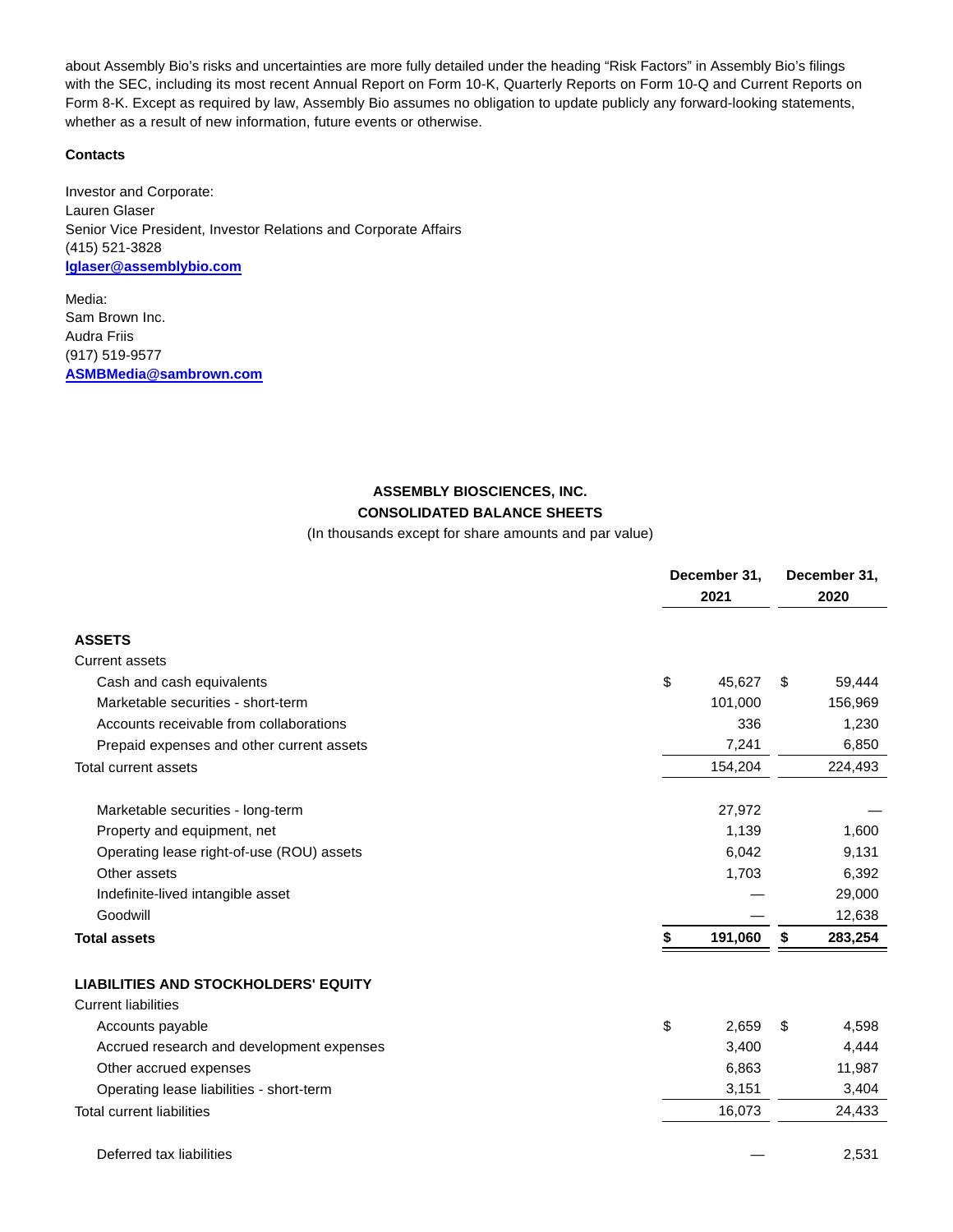about Assembly Bio's risks and uncertainties are more fully detailed under the heading "Risk Factors" in Assembly Bio's filings with the SEC, including its most recent Annual Report on Form 10-K, Quarterly Reports on Form 10-Q and Current Reports on Form 8-K. Except as required by law, Assembly Bio assumes no obligation to update publicly any forward-looking statements, whether as a result of new information, future events or otherwise.

**Contacts**

Investor and Corporate:
Lauren Glaser
Senior Vice President, Investor Relations and Corporate Affairs
(415) 521-3828
**lglaser@assemblybio.com**

Media:
Sam Brown Inc.
Audra Friis
(917) 519-9577
**ASMBMedia@sambrown.com**

**ASSEMBLY BIOSCIENCES, INC.**
**CONSOLIDATED BALANCE SHEETS**
(In thousands except for share amounts and par value)

| | December 31, 2021 | December 31, 2020 |
|---|---|---|
| **ASSETS** | | |
| Current assets | | |
| Cash and cash equivalents | $ 45,627 | $ 59,444 |
| Marketable securities - short-term | 101,000 | 156,969 |
| Accounts receivable from collaborations | 336 | 1,230 |
| Prepaid expenses and other current assets | 7,241 | 6,850 |
| Total current assets | 154,204 | 224,493 |
| Marketable securities - long-term | 27,972 | — |
| Property and equipment, net | 1,139 | 1,600 |
| Operating lease right-of-use (ROU) assets | 6,042 | 9,131 |
| Other assets | 1,703 | 6,392 |
| Indefinite-lived intangible asset | — | 29,000 |
| Goodwill | — | 12,638 |
| **Total assets** | **$ 191,060** | **$ 283,254** |
| **LIABILITIES AND STOCKHOLDERS' EQUITY** | | |
| Current liabilities | | |
| Accounts payable | $ 2,659 | $ 4,598 |
| Accrued research and development expenses | 3,400 | 4,444 |
| Other accrued expenses | 6,863 | 11,987 |
| Operating lease liabilities - short-term | 3,151 | 3,404 |
| Total current liabilities | 16,073 | 24,433 |
| Deferred tax liabilities | — | 2,531 |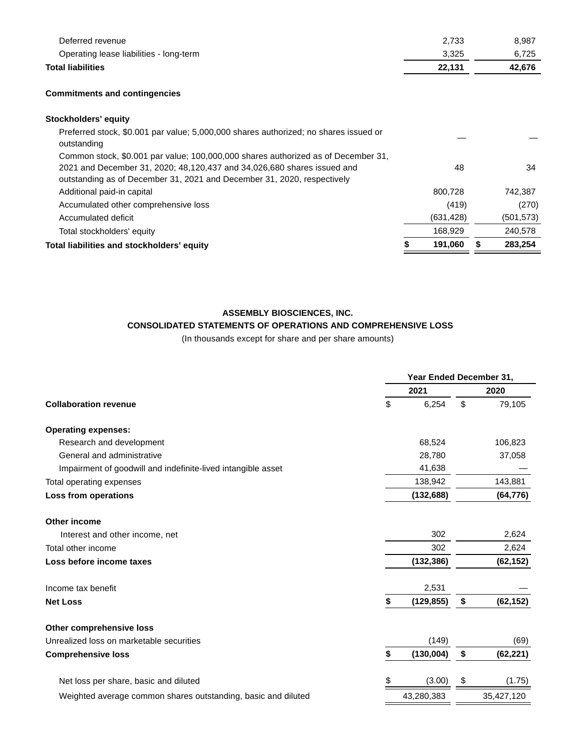| | | |
|---|---|---|
| Deferred revenue | 2,733 | 8,987 |
| Operating lease liabilities - long-term | 3,325 | 6,725 |
| **Total liabilities** | **22,131** | **42,676** |
| | | |
| **Commitments and contingencies** | | |
| | | |
| **Stockholders' equity** | | |
| Preferred stock, $0.001 par value; 5,000,000 shares authorized; no shares issued or outstanding | — | — |
| Common stock, $0.001 par value; 100,000,000 shares authorized as of December 31, 2021 and December 31, 2020; 48,120,437 and 34,026,680 shares issued and outstanding as of December 31, 2021 and December 31, 2020, respectively | 48 | 34 |
| Additional paid-in capital | 800,728 | 742,387 |
| Accumulated other comprehensive loss | (419) | (270) |
| Accumulated deficit | (631,428) | (501,573) |
| Total stockholders' equity | 168,929 | 240,578 |
| **Total liabilities and stockholders' equity** | **$ 191,060** | **$ 283,254** |

**ASSEMBLY BIOSCIENCES, INC.**

**CONSOLIDATED STATEMENTS OF OPERATIONS AND COMPREHENSIVE LOSS**

(In thousands except for share and per share amounts)

| | Year Ended December 31, | |
|---|---|---|
| | **2021** | **2020** |
| **Collaboration revenue** | $ 6,254 | $ 79,105 |
| | | |
| **Operating expenses:** | | |
| Research and development | 68,524 | 106,823 |
| General and administrative | 28,780 | 37,058 |
| Impairment of goodwill and indefinite-lived intangible asset | 41,638 | — |
| Total operating expenses | 138,942 | 143,881 |
| **Loss from operations** | **(132,688)** | **(64,776)** |
| | | |
| **Other income** | | |
| Interest and other income, net | 302 | 2,624 |
| Total other income | 302 | 2,624 |
| **Loss before income taxes** | **(132,386)** | **(62,152)** |
| | | |
| Income tax benefit | 2,531 | — |
| **Net Loss** | **$ (129,855)** | **$ (62,152)** |
| | | |
| **Other comprehensive loss** | | |
| Unrealized loss on marketable securities | (149) | (69) |
| **Comprehensive loss** | **$ (130,004)** | **$ (62,221)** |
| | | |
| Net loss per share, basic and diluted | $ (3.00) | $ (1.75) |
| Weighted average common shares outstanding, basic and diluted | 43,280,383 | 35,427,120 |